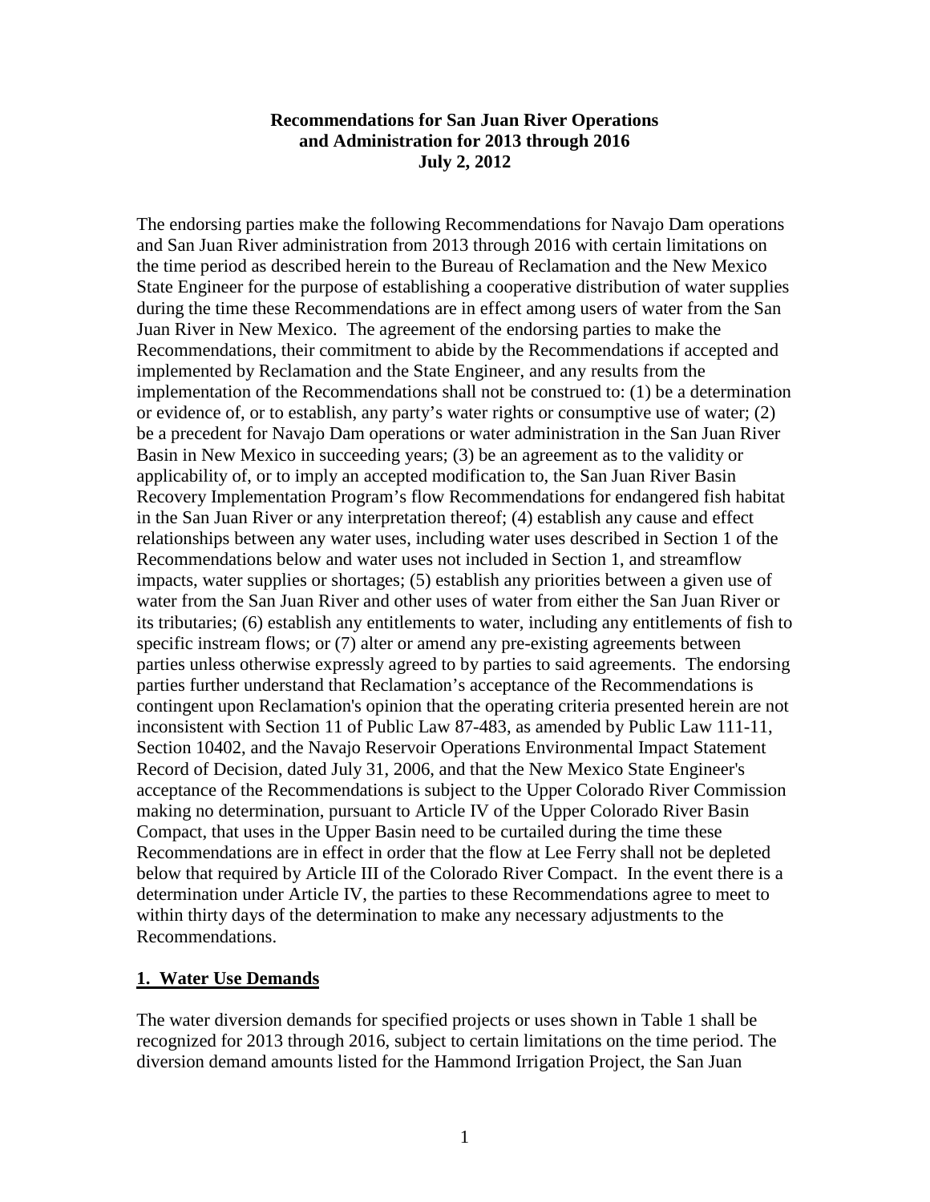**Recommendations for San Juan River Operations and Administration for 2013 through 2016 July 2, 2012**

The endorsing parties make the following Recommendations for Navajo Dam operations and San Juan River administration from 2013 through 2016 with certain limitations on the time period as described herein to the Bureau of Reclamation and the New Mexico State Engineer for the purpose of establishing a cooperative distribution of water supplies during the time these Recommendations are in effect among users of water from the San Juan River in New Mexico. The agreement of the endorsing parties to make the Recommendations, their commitment to abide by the Recommendations if accepted and implemented by Reclamation and the State Engineer, and any results from the implementation of the Recommendations shall not be construed to: (1) be a determination or evidence of, or to establish, any party's water rights or consumptive use of water; (2) be a precedent for Navajo Dam operations or water administration in the San Juan River Basin in New Mexico in succeeding years; (3) be an agreement as to the validity or applicability of, or to imply an accepted modification to, the San Juan River Basin Recovery Implementation Program's flow Recommendations for endangered fish habitat in the San Juan River or any interpretation thereof; (4) establish any cause and effect relationships between any water uses, including water uses described in Section 1 of the Recommendations below and water uses not included in Section 1, and streamflow impacts, water supplies or shortages; (5) establish any priorities between a given use of water from the San Juan River and other uses of water from either the San Juan River or its tributaries; (6) establish any entitlements to water, including any entitlements of fish to specific instream flows; or (7) alter or amend any pre-existing agreements between parties unless otherwise expressly agreed to by parties to said agreements. The endorsing parties further understand that Reclamation's acceptance of the Recommendations is contingent upon Reclamation's opinion that the operating criteria presented herein are not inconsistent with Section 11 of Public Law 87-483, as amended by Public Law 111-11, Section 10402, and the Navajo Reservoir Operations Environmental Impact Statement Record of Decision, dated July 31, 2006, and that the New Mexico State Engineer's acceptance of the Recommendations is subject to the Upper Colorado River Commission making no determination, pursuant to Article IV of the Upper Colorado River Basin Compact, that uses in the Upper Basin need to be curtailed during the time these Recommendations are in effect in order that the flow at Lee Ferry shall not be depleted below that required by Article III of the Colorado River Compact. In the event there is a determination under Article IV, the parties to these Recommendations agree to meet to within thirty days of the determination to make any necessary adjustments to the Recommendations.

## 1. Water Use Demands

The water diversion demands for specified projects or uses shown in Table 1 shall be recognized for 2013 through 2016, subject to certain limitations on the time period. The diversion demand amounts listed for the Hammond Irrigation Project, the San Juan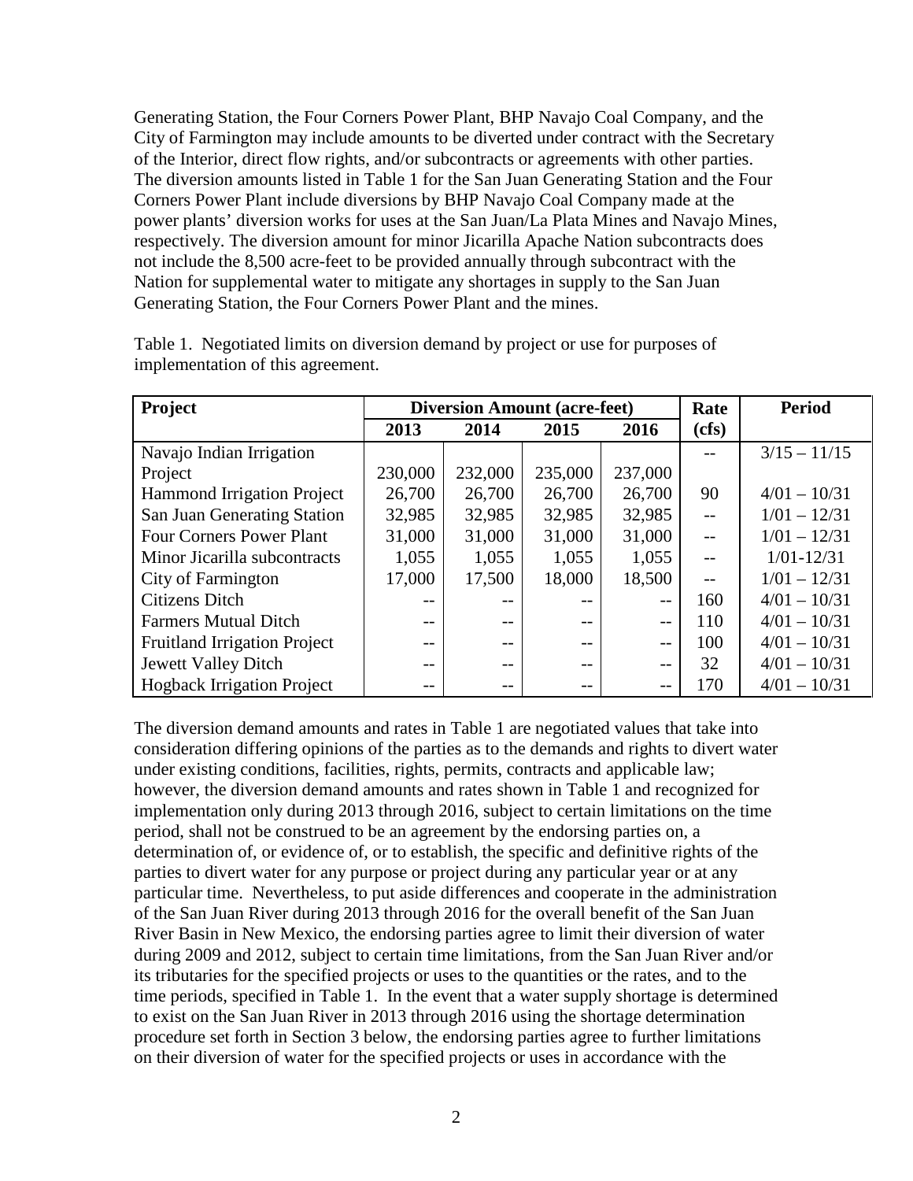Generating Station, the Four Corners Power Plant, BHP Navajo Coal Company, and the City of Farmington may include amounts to be diverted under contract with the Secretary of the Interior, direct flow rights, and/or subcontracts or agreements with other parties. The diversion amounts listed in Table 1 for the San Juan Generating Station and the Four Corners Power Plant include diversions by BHP Navajo Coal Company made at the power plants' diversion works for uses at the San Juan/La Plata Mines and Navajo Mines, respectively. The diversion amount for minor Jicarilla Apache Nation subcontracts does not include the 8,500 acre-feet to be provided annually through subcontract with the Nation for supplemental water to mitigate any shortages in supply to the San Juan Generating Station, the Four Corners Power Plant and the mines.

Table 1. Negotiated limits on diversion demand by project or use for purposes of implementation of this agreement.

| Project | Diversion Amount (acre-feet) | | | | Rate | Period |
|---|---|---|---|---|---|---|
| | 2013 | 2014 | 2015 | 2016 | (cfs) | |
| Navajo Indian Irrigation Project | 230,000 | 232,000 | 235,000 | 237,000 | -- | 3/15 – 11/15 |
| Hammond Irrigation Project | 26,700 | 26,700 | 26,700 | 26,700 | 90 | 4/01 – 10/31 |
| San Juan Generating Station | 32,985 | 32,985 | 32,985 | 32,985 | -- | 1/01 – 12/31 |
| Four Corners Power Plant | 31,000 | 31,000 | 31,000 | 31,000 | -- | 1/01 – 12/31 |
| Minor Jicarilla subcontracts | 1,055 | 1,055 | 1,055 | 1,055 | -- | 1/01-12/31 |
| City of Farmington | 17,000 | 17,500 | 18,000 | 18,500 | -- | 1/01 – 12/31 |
| Citizens Ditch | -- | -- | -- | -- | 160 | 4/01 – 10/31 |
| Farmers Mutual Ditch | -- | -- | -- | -- | 110 | 4/01 – 10/31 |
| Fruitland Irrigation Project | -- | -- | -- | -- | 100 | 4/01 – 10/31 |
| Jewett Valley Ditch | -- | -- | -- | -- | 32 | 4/01 – 10/31 |
| Hogback Irrigation Project | -- | -- | -- | -- | 170 | 4/01 – 10/31 |

The diversion demand amounts and rates in Table 1 are negotiated values that take into consideration differing opinions of the parties as to the demands and rights to divert water under existing conditions, facilities, rights, permits, contracts and applicable law; however, the diversion demand amounts and rates shown in Table 1 and recognized for implementation only during 2013 through 2016, subject to certain limitations on the time period, shall not be construed to be an agreement by the endorsing parties on, a determination of, or evidence of, or to establish, the specific and definitive rights of the parties to divert water for any purpose or project during any particular year or at any particular time. Nevertheless, to put aside differences and cooperate in the administration of the San Juan River during 2013 through 2016 for the overall benefit of the San Juan River Basin in New Mexico, the endorsing parties agree to limit their diversion of water during 2009 and 2012, subject to certain time limitations, from the San Juan River and/or its tributaries for the specified projects or uses to the quantities or the rates, and to the time periods, specified in Table 1. In the event that a water supply shortage is determined to exist on the San Juan River in 2013 through 2016 using the shortage determination procedure set forth in Section 3 below, the endorsing parties agree to further limitations on their diversion of water for the specified projects or uses in accordance with the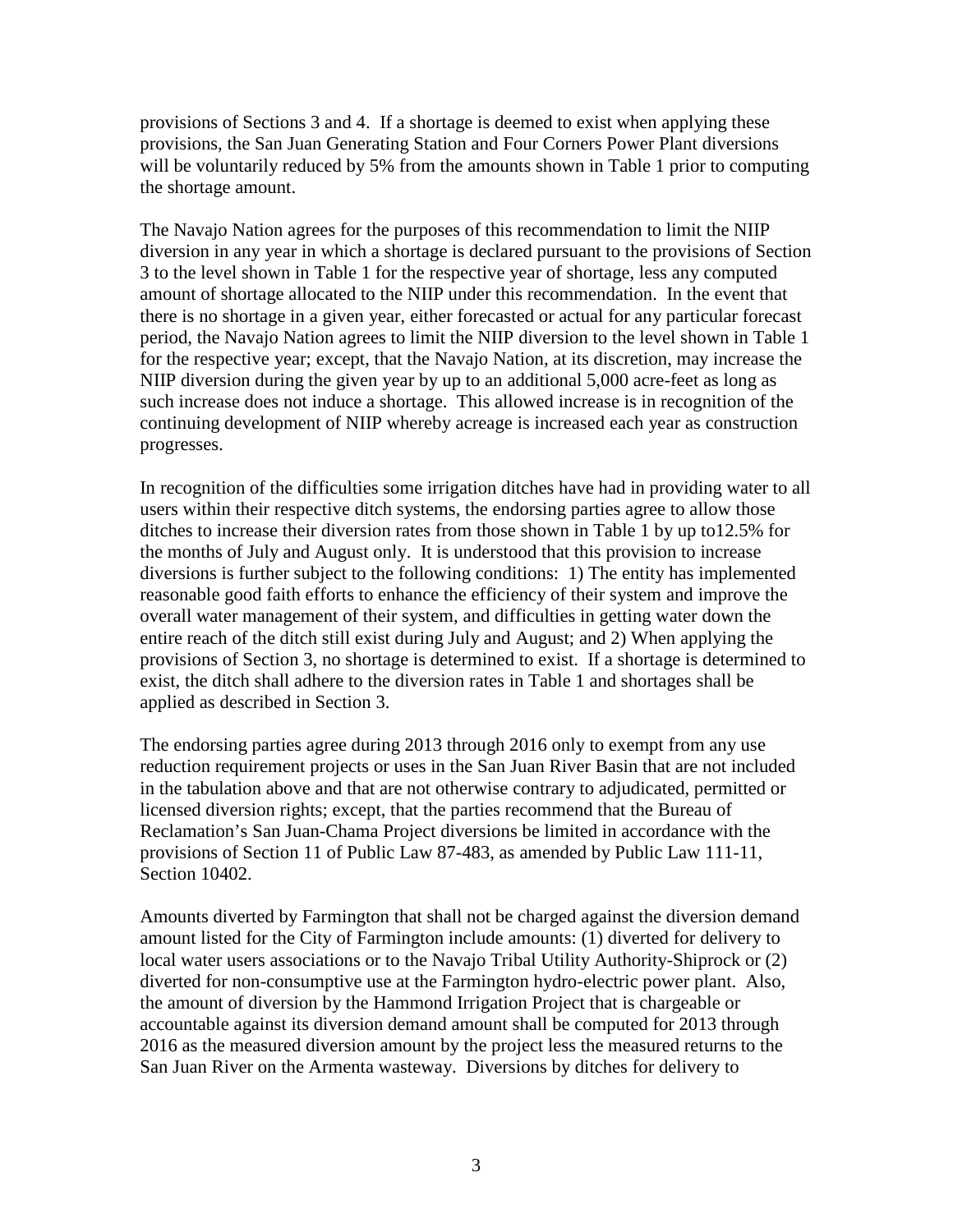provisions of Sections 3 and 4. If a shortage is deemed to exist when applying these provisions, the San Juan Generating Station and Four Corners Power Plant diversions will be voluntarily reduced by 5% from the amounts shown in Table 1 prior to computing the shortage amount.

The Navajo Nation agrees for the purposes of this recommendation to limit the NIIP diversion in any year in which a shortage is declared pursuant to the provisions of Section 3 to the level shown in Table 1 for the respective year of shortage, less any computed amount of shortage allocated to the NIIP under this recommendation. In the event that there is no shortage in a given year, either forecasted or actual for any particular forecast period, the Navajo Nation agrees to limit the NIIP diversion to the level shown in Table 1 for the respective year; except, that the Navajo Nation, at its discretion, may increase the NIIP diversion during the given year by up to an additional 5,000 acre-feet as long as such increase does not induce a shortage. This allowed increase is in recognition of the continuing development of NIIP whereby acreage is increased each year as construction progresses.

In recognition of the difficulties some irrigation ditches have had in providing water to all users within their respective ditch systems, the endorsing parties agree to allow those ditches to increase their diversion rates from those shown in Table 1 by up to12.5% for the months of July and August only. It is understood that this provision to increase diversions is further subject to the following conditions: 1) The entity has implemented reasonable good faith efforts to enhance the efficiency of their system and improve the overall water management of their system, and difficulties in getting water down the entire reach of the ditch still exist during July and August; and 2) When applying the provisions of Section 3, no shortage is determined to exist. If a shortage is determined to exist, the ditch shall adhere to the diversion rates in Table 1 and shortages shall be applied as described in Section 3.

The endorsing parties agree during 2013 through 2016 only to exempt from any use reduction requirement projects or uses in the San Juan River Basin that are not included in the tabulation above and that are not otherwise contrary to adjudicated, permitted or licensed diversion rights; except, that the parties recommend that the Bureau of Reclamation's San Juan-Chama Project diversions be limited in accordance with the provisions of Section 11 of Public Law 87-483, as amended by Public Law 111-11, Section 10402.

Amounts diverted by Farmington that shall not be charged against the diversion demand amount listed for the City of Farmington include amounts: (1) diverted for delivery to local water users associations or to the Navajo Tribal Utility Authority-Shiprock or (2) diverted for non-consumptive use at the Farmington hydro-electric power plant. Also, the amount of diversion by the Hammond Irrigation Project that is chargeable or accountable against its diversion demand amount shall be computed for 2013 through 2016 as the measured diversion amount by the project less the measured returns to the San Juan River on the Armenta wasteway. Diversions by ditches for delivery to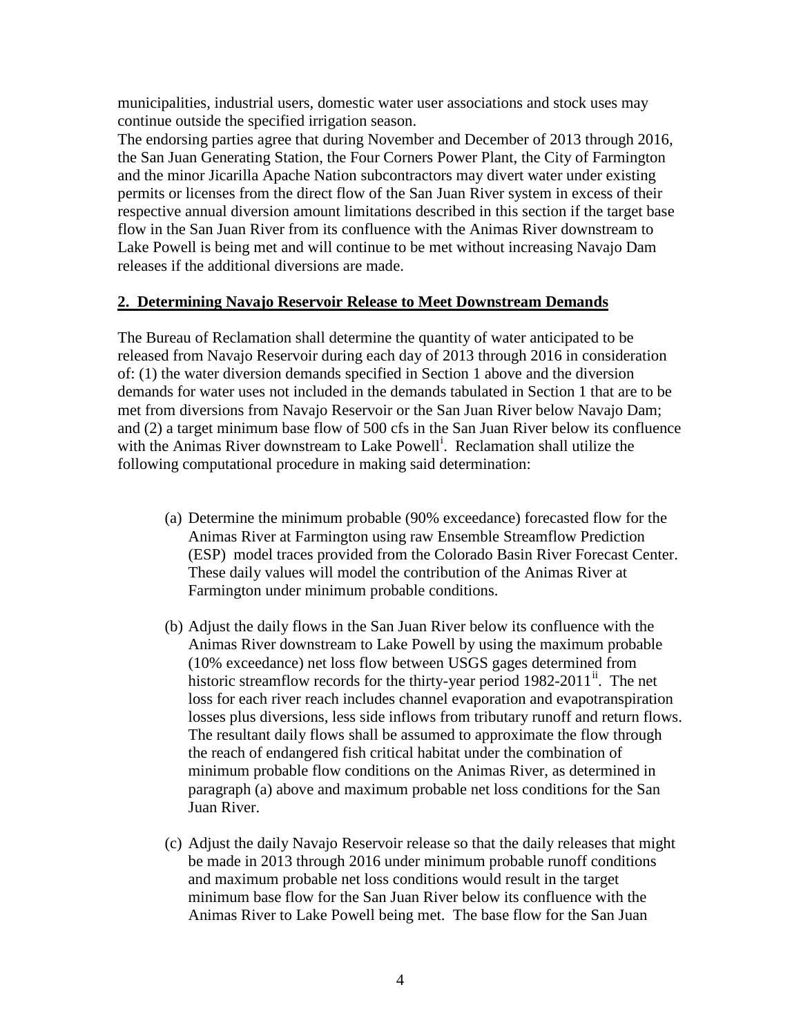municipalities, industrial users, domestic water user associations and stock uses may continue outside the specified irrigation season.

The endorsing parties agree that during November and December of 2013 through 2016, the San Juan Generating Station, the Four Corners Power Plant, the City of Farmington and the minor Jicarilla Apache Nation subcontractors may divert water under existing permits or licenses from the direct flow of the San Juan River system in excess of their respective annual diversion amount limitations described in this section if the target base flow in the San Juan River from its confluence with the Animas River downstream to Lake Powell is being met and will continue to be met without increasing Navajo Dam releases if the additional diversions are made.

## 2. Determining Navajo Reservoir Release to Meet Downstream Demands

The Bureau of Reclamation shall determine the quantity of water anticipated to be released from Navajo Reservoir during each day of 2013 through 2016 in consideration of: (1) the water diversion demands specified in Section 1 above and the diversion demands for water uses not included in the demands tabulated in Section 1 that are to be met from diversions from Navajo Reservoir or the San Juan River below Navajo Dam; and (2) a target minimum base flow of 500 cfs in the San Juan River below its confluence with the Animas River downstream to Lake Powell[i]. Reclamation shall utilize the following computational procedure in making said determination:

(a) Determine the minimum probable (90% exceedance) forecasted flow for the Animas River at Farmington using raw Ensemble Streamflow Prediction (ESP) model traces provided from the Colorado Basin River Forecast Center. These daily values will model the contribution of the Animas River at Farmington under minimum probable conditions.

(b) Adjust the daily flows in the San Juan River below its confluence with the Animas River downstream to Lake Powell by using the maximum probable (10% exceedance) net loss flow between USGS gages determined from historic streamflow records for the thirty-year period 1982-2011[ii]. The net loss for each river reach includes channel evaporation and evapotranspiration losses plus diversions, less side inflows from tributary runoff and return flows. The resultant daily flows shall be assumed to approximate the flow through the reach of endangered fish critical habitat under the combination of minimum probable flow conditions on the Animas River, as determined in paragraph (a) above and maximum probable net loss conditions for the San Juan River.

(c) Adjust the daily Navajo Reservoir release so that the daily releases that might be made in 2013 through 2016 under minimum probable runoff conditions and maximum probable net loss conditions would result in the target minimum base flow for the San Juan River below its confluence with the Animas River to Lake Powell being met. The base flow for the San Juan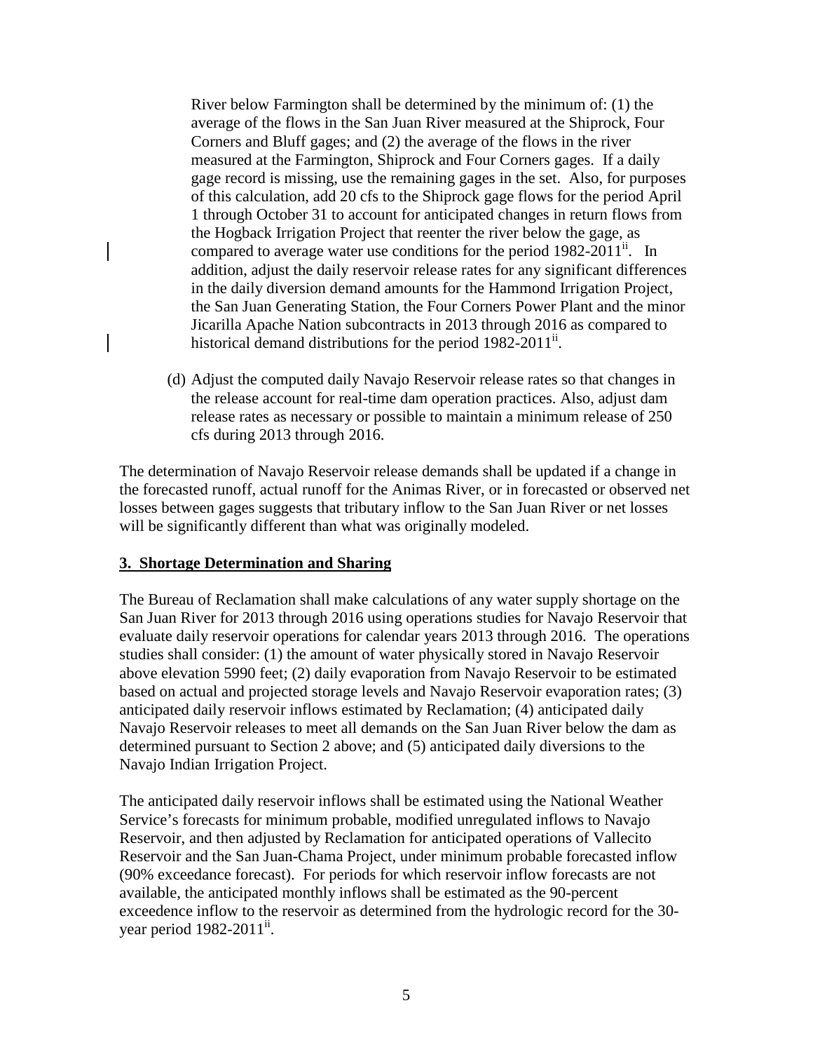River below Farmington shall be determined by the minimum of: (1) the average of the flows in the San Juan River measured at the Shiprock, Four Corners and Bluff gages; and (2) the average of the flows in the river measured at the Farmington, Shiprock and Four Corners gages. If a daily gage record is missing, use the remaining gages in the set. Also, for purposes of this calculation, add 20 cfs to the Shiprock gage flows for the period April 1 through October 31 to account for anticipated changes in return flows from the Hogback Irrigation Project that reenter the river below the gage, as compared to average water use conditions for the period 1982-2011[ii]. In addition, adjust the daily reservoir release rates for any significant differences in the daily diversion demand amounts for the Hammond Irrigation Project, the San Juan Generating Station, the Four Corners Power Plant and the minor Jicarilla Apache Nation subcontracts in 2013 through 2016 as compared to historical demand distributions for the period 1982-2011[ii].

(d) Adjust the computed daily Navajo Reservoir release rates so that changes in the release account for real-time dam operation practices. Also, adjust dam release rates as necessary or possible to maintain a minimum release of 250 cfs during 2013 through 2016.

The determination of Navajo Reservoir release demands shall be updated if a change in the forecasted runoff, actual runoff for the Animas River, or in forecasted or observed net losses between gages suggests that tributary inflow to the San Juan River or net losses will be significantly different than what was originally modeled.

## 3. Shortage Determination and Sharing

The Bureau of Reclamation shall make calculations of any water supply shortage on the San Juan River for 2013 through 2016 using operations studies for Navajo Reservoir that evaluate daily reservoir operations for calendar years 2013 through 2016. The operations studies shall consider: (1) the amount of water physically stored in Navajo Reservoir above elevation 5990 feet; (2) daily evaporation from Navajo Reservoir to be estimated based on actual and projected storage levels and Navajo Reservoir evaporation rates; (3) anticipated daily reservoir inflows estimated by Reclamation; (4) anticipated daily Navajo Reservoir releases to meet all demands on the San Juan River below the dam as determined pursuant to Section 2 above; and (5) anticipated daily diversions to the Navajo Indian Irrigation Project.

The anticipated daily reservoir inflows shall be estimated using the National Weather Service's forecasts for minimum probable, modified unregulated inflows to Navajo Reservoir, and then adjusted by Reclamation for anticipated operations of Vallecito Reservoir and the San Juan-Chama Project, under minimum probable forecasted inflow (90% exceedance forecast). For periods for which reservoir inflow forecasts are not available, the anticipated monthly inflows shall be estimated as the 90-percent exceedence inflow to the reservoir as determined from the hydrologic record for the 30-year period 1982-2011[ii].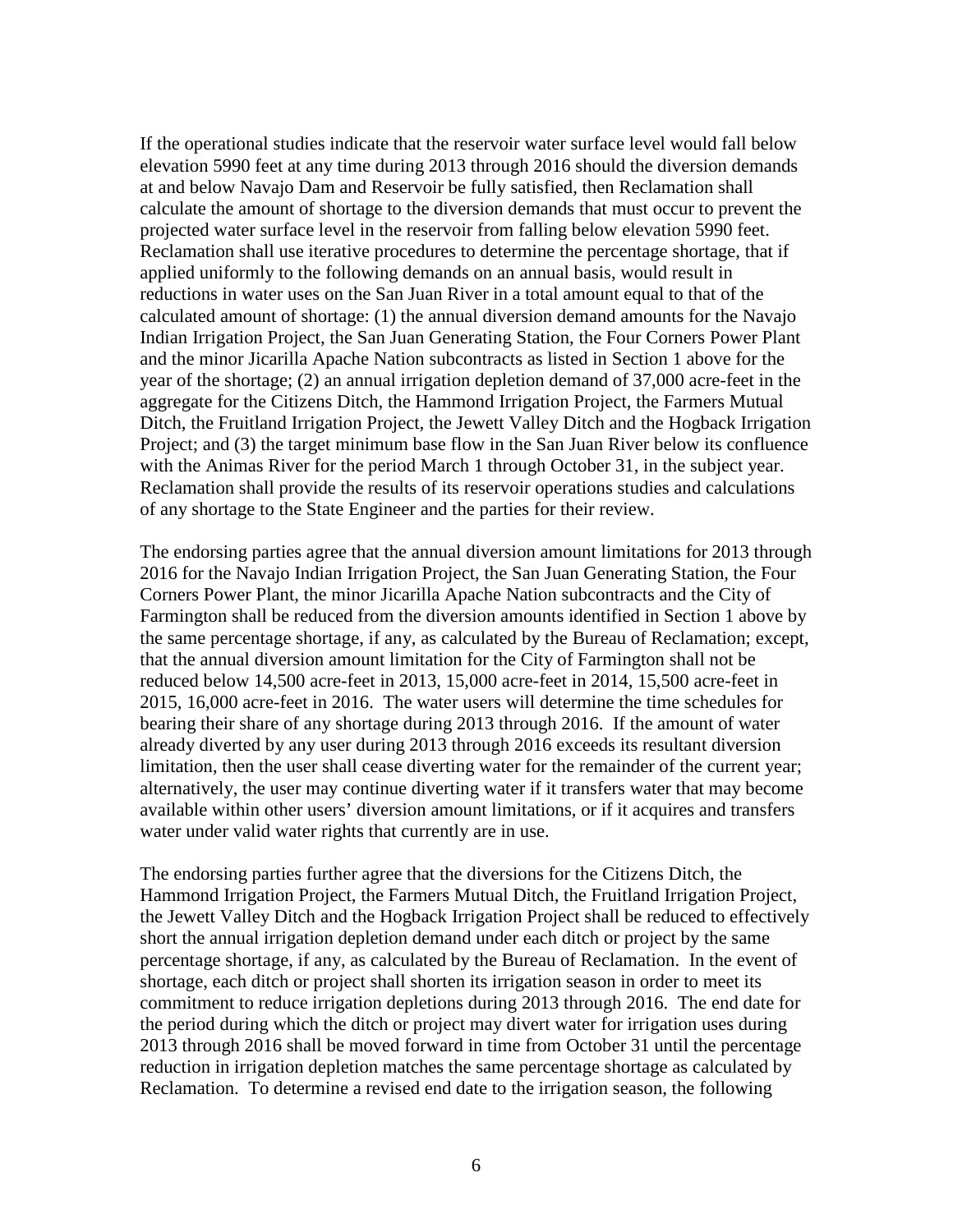If the operational studies indicate that the reservoir water surface level would fall below elevation 5990 feet at any time during 2013 through 2016 should the diversion demands at and below Navajo Dam and Reservoir be fully satisfied, then Reclamation shall calculate the amount of shortage to the diversion demands that must occur to prevent the projected water surface level in the reservoir from falling below elevation 5990 feet. Reclamation shall use iterative procedures to determine the percentage shortage, that if applied uniformly to the following demands on an annual basis, would result in reductions in water uses on the San Juan River in a total amount equal to that of the calculated amount of shortage: (1) the annual diversion demand amounts for the Navajo Indian Irrigation Project, the San Juan Generating Station, the Four Corners Power Plant and the minor Jicarilla Apache Nation subcontracts as listed in Section 1 above for the year of the shortage; (2) an annual irrigation depletion demand of 37,000 acre-feet in the aggregate for the Citizens Ditch, the Hammond Irrigation Project, the Farmers Mutual Ditch, the Fruitland Irrigation Project, the Jewett Valley Ditch and the Hogback Irrigation Project; and (3) the target minimum base flow in the San Juan River below its confluence with the Animas River for the period March 1 through October 31, in the subject year. Reclamation shall provide the results of its reservoir operations studies and calculations of any shortage to the State Engineer and the parties for their review.

The endorsing parties agree that the annual diversion amount limitations for 2013 through 2016 for the Navajo Indian Irrigation Project, the San Juan Generating Station, the Four Corners Power Plant, the minor Jicarilla Apache Nation subcontracts and the City of Farmington shall be reduced from the diversion amounts identified in Section 1 above by the same percentage shortage, if any, as calculated by the Bureau of Reclamation; except, that the annual diversion amount limitation for the City of Farmington shall not be reduced below 14,500 acre-feet in 2013, 15,000 acre-feet in 2014, 15,500 acre-feet in 2015, 16,000 acre-feet in 2016. The water users will determine the time schedules for bearing their share of any shortage during 2013 through 2016. If the amount of water already diverted by any user during 2013 through 2016 exceeds its resultant diversion limitation, then the user shall cease diverting water for the remainder of the current year; alternatively, the user may continue diverting water if it transfers water that may become available within other users' diversion amount limitations, or if it acquires and transfers water under valid water rights that currently are in use.

The endorsing parties further agree that the diversions for the Citizens Ditch, the Hammond Irrigation Project, the Farmers Mutual Ditch, the Fruitland Irrigation Project, the Jewett Valley Ditch and the Hogback Irrigation Project shall be reduced to effectively short the annual irrigation depletion demand under each ditch or project by the same percentage shortage, if any, as calculated by the Bureau of Reclamation. In the event of shortage, each ditch or project shall shorten its irrigation season in order to meet its commitment to reduce irrigation depletions during 2013 through 2016. The end date for the period during which the ditch or project may divert water for irrigation uses during 2013 through 2016 shall be moved forward in time from October 31 until the percentage reduction in irrigation depletion matches the same percentage shortage as calculated by Reclamation. To determine a revised end date to the irrigation season, the following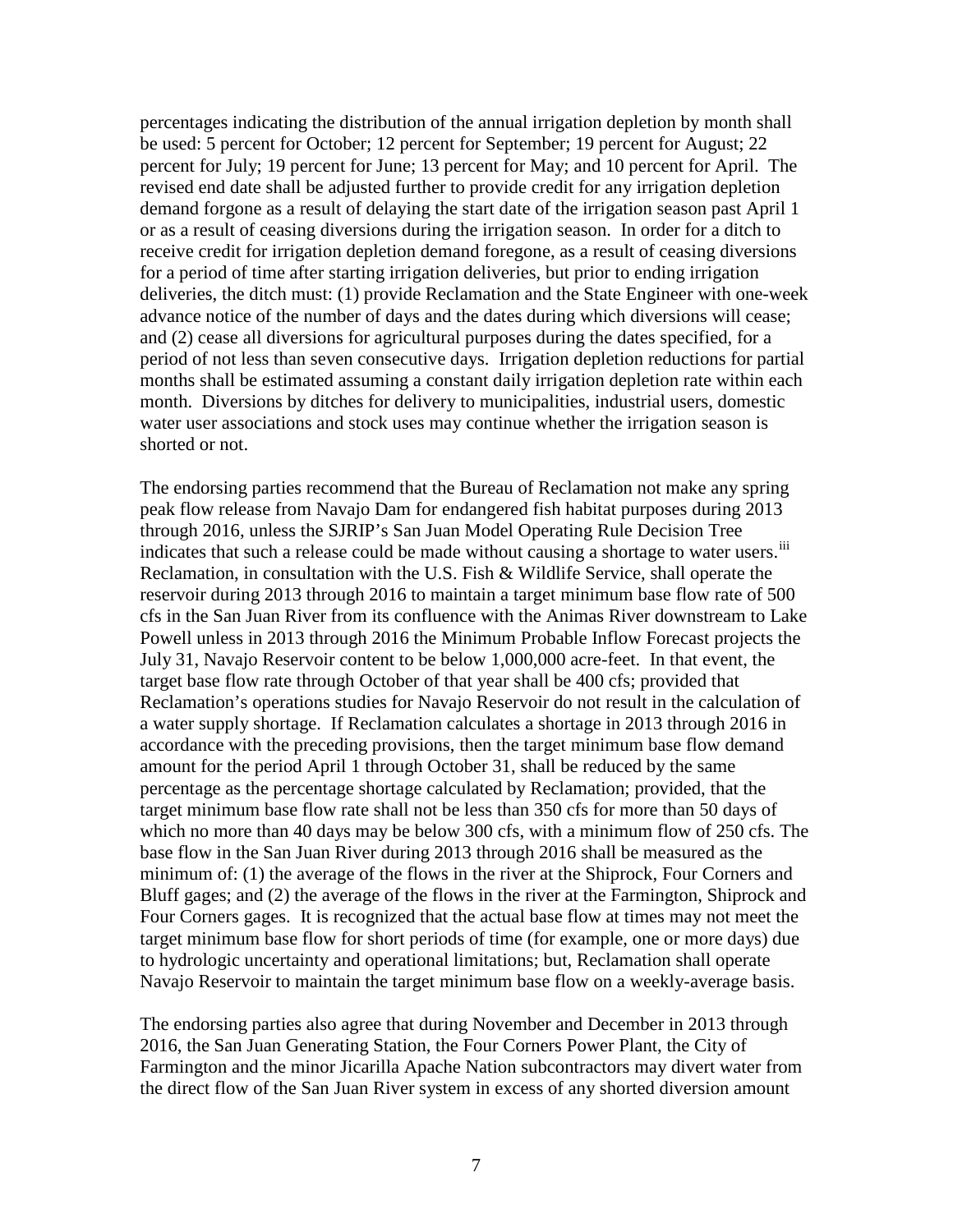percentages indicating the distribution of the annual irrigation depletion by month shall be used: 5 percent for October; 12 percent for September; 19 percent for August; 22 percent for July; 19 percent for June; 13 percent for May; and 10 percent for April. The revised end date shall be adjusted further to provide credit for any irrigation depletion demand forgone as a result of delaying the start date of the irrigation season past April 1 or as a result of ceasing diversions during the irrigation season. In order for a ditch to receive credit for irrigation depletion demand foregone, as a result of ceasing diversions for a period of time after starting irrigation deliveries, but prior to ending irrigation deliveries, the ditch must: (1) provide Reclamation and the State Engineer with one-week advance notice of the number of days and the dates during which diversions will cease; and (2) cease all diversions for agricultural purposes during the dates specified, for a period of not less than seven consecutive days. Irrigation depletion reductions for partial months shall be estimated assuming a constant daily irrigation depletion rate within each month. Diversions by ditches for delivery to municipalities, industrial users, domestic water user associations and stock uses may continue whether the irrigation season is shorted or not.

The endorsing parties recommend that the Bureau of Reclamation not make any spring peak flow release from Navajo Dam for endangered fish habitat purposes during 2013 through 2016, unless the SJRIP's San Juan Model Operating Rule Decision Tree indicates that such a release could be made without causing a shortage to water users.[iii] Reclamation, in consultation with the U.S. Fish & Wildlife Service, shall operate the reservoir during 2013 through 2016 to maintain a target minimum base flow rate of 500 cfs in the San Juan River from its confluence with the Animas River downstream to Lake Powell unless in 2013 through 2016 the Minimum Probable Inflow Forecast projects the July 31, Navajo Reservoir content to be below 1,000,000 acre-feet. In that event, the target base flow rate through October of that year shall be 400 cfs; provided that Reclamation's operations studies for Navajo Reservoir do not result in the calculation of a water supply shortage. If Reclamation calculates a shortage in 2013 through 2016 in accordance with the preceding provisions, then the target minimum base flow demand amount for the period April 1 through October 31, shall be reduced by the same percentage as the percentage shortage calculated by Reclamation; provided, that the target minimum base flow rate shall not be less than 350 cfs for more than 50 days of which no more than 40 days may be below 300 cfs, with a minimum flow of 250 cfs. The base flow in the San Juan River during 2013 through 2016 shall be measured as the minimum of: (1) the average of the flows in the river at the Shiprock, Four Corners and Bluff gages; and (2) the average of the flows in the river at the Farmington, Shiprock and Four Corners gages. It is recognized that the actual base flow at times may not meet the target minimum base flow for short periods of time (for example, one or more days) due to hydrologic uncertainty and operational limitations; but, Reclamation shall operate Navajo Reservoir to maintain the target minimum base flow on a weekly-average basis.

The endorsing parties also agree that during November and December in 2013 through 2016, the San Juan Generating Station, the Four Corners Power Plant, the City of Farmington and the minor Jicarilla Apache Nation subcontractors may divert water from the direct flow of the San Juan River system in excess of any shorted diversion amount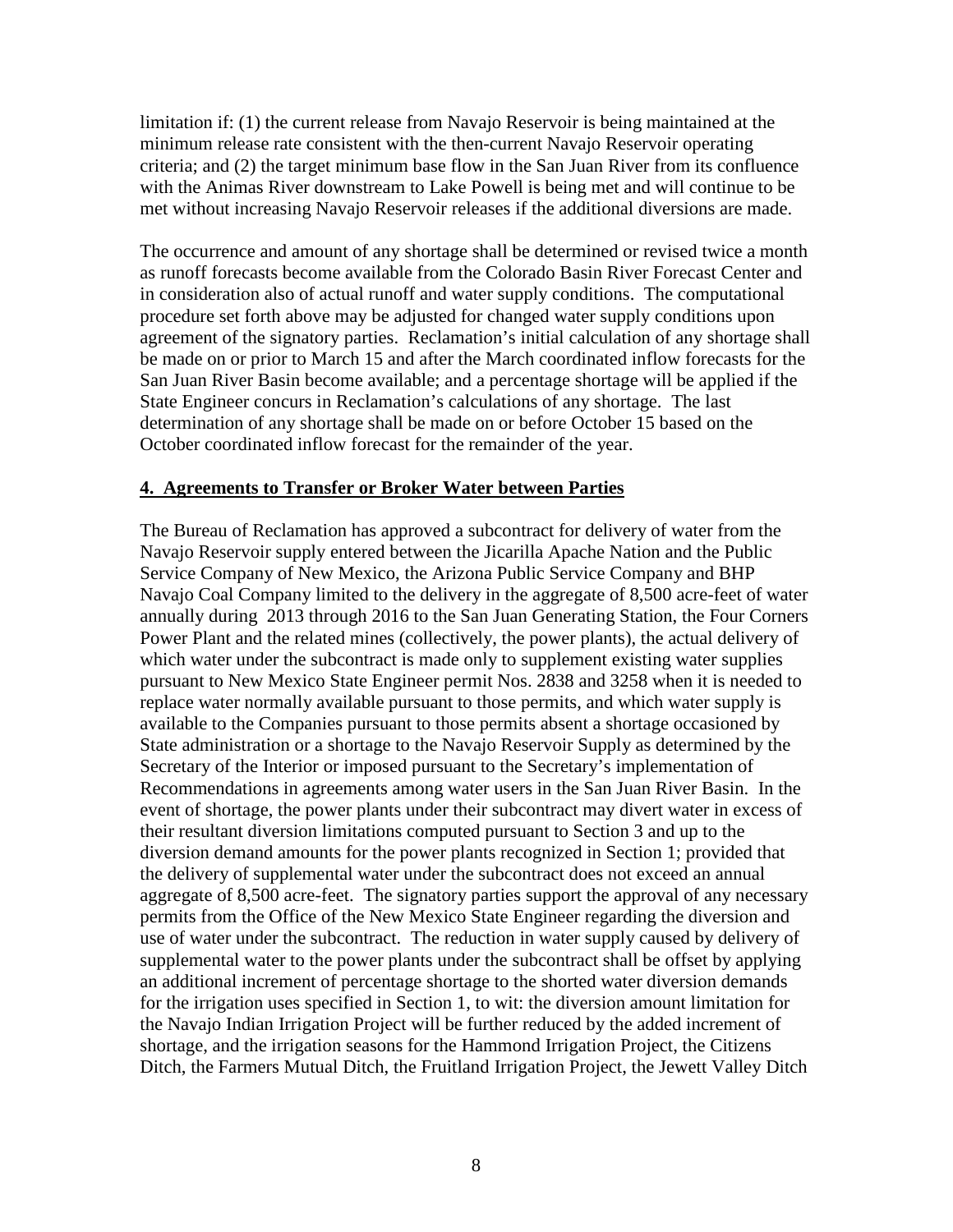limitation if: (1) the current release from Navajo Reservoir is being maintained at the minimum release rate consistent with the then-current Navajo Reservoir operating criteria; and (2) the target minimum base flow in the San Juan River from its confluence with the Animas River downstream to Lake Powell is being met and will continue to be met without increasing Navajo Reservoir releases if the additional diversions are made.

The occurrence and amount of any shortage shall be determined or revised twice a month as runoff forecasts become available from the Colorado Basin River Forecast Center and in consideration also of actual runoff and water supply conditions. The computational procedure set forth above may be adjusted for changed water supply conditions upon agreement of the signatory parties. Reclamation's initial calculation of any shortage shall be made on or prior to March 15 and after the March coordinated inflow forecasts for the San Juan River Basin become available; and a percentage shortage will be applied if the State Engineer concurs in Reclamation's calculations of any shortage. The last determination of any shortage shall be made on or before October 15 based on the October coordinated inflow forecast for the remainder of the year.

## 4. Agreements to Transfer or Broker Water between Parties

The Bureau of Reclamation has approved a subcontract for delivery of water from the Navajo Reservoir supply entered between the Jicarilla Apache Nation and the Public Service Company of New Mexico, the Arizona Public Service Company and BHP Navajo Coal Company limited to the delivery in the aggregate of 8,500 acre-feet of water annually during 2013 through 2016 to the San Juan Generating Station, the Four Corners Power Plant and the related mines (collectively, the power plants), the actual delivery of which water under the subcontract is made only to supplement existing water supplies pursuant to New Mexico State Engineer permit Nos. 2838 and 3258 when it is needed to replace water normally available pursuant to those permits, and which water supply is available to the Companies pursuant to those permits absent a shortage occasioned by State administration or a shortage to the Navajo Reservoir Supply as determined by the Secretary of the Interior or imposed pursuant to the Secretary's implementation of Recommendations in agreements among water users in the San Juan River Basin. In the event of shortage, the power plants under their subcontract may divert water in excess of their resultant diversion limitations computed pursuant to Section 3 and up to the diversion demand amounts for the power plants recognized in Section 1; provided that the delivery of supplemental water under the subcontract does not exceed an annual aggregate of 8,500 acre-feet. The signatory parties support the approval of any necessary permits from the Office of the New Mexico State Engineer regarding the diversion and use of water under the subcontract. The reduction in water supply caused by delivery of supplemental water to the power plants under the subcontract shall be offset by applying an additional increment of percentage shortage to the shorted water diversion demands for the irrigation uses specified in Section 1, to wit: the diversion amount limitation for the Navajo Indian Irrigation Project will be further reduced by the added increment of shortage, and the irrigation seasons for the Hammond Irrigation Project, the Citizens Ditch, the Farmers Mutual Ditch, the Fruitland Irrigation Project, the Jewett Valley Ditch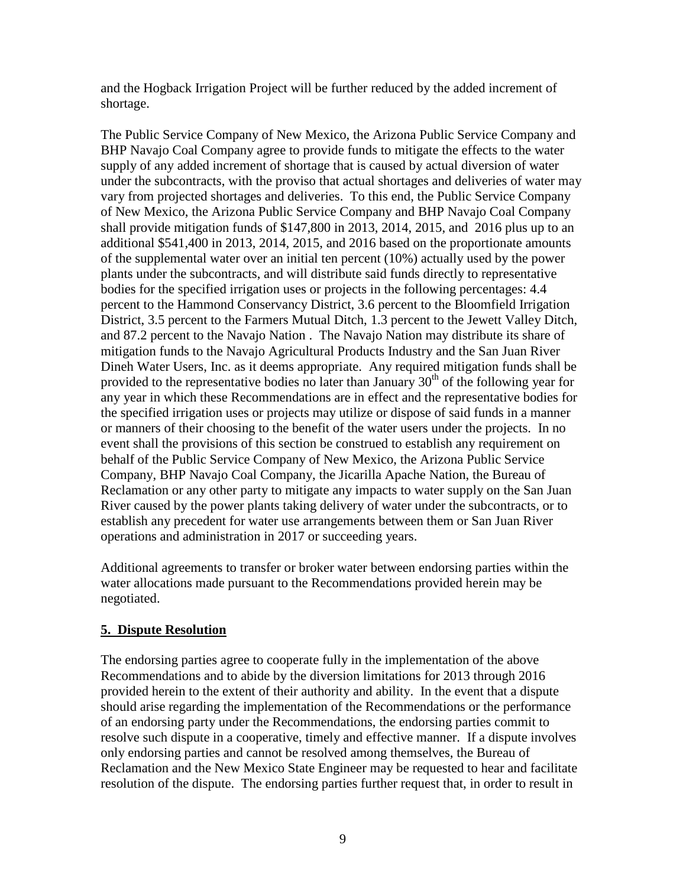and the Hogback Irrigation Project will be further reduced by the added increment of shortage.

The Public Service Company of New Mexico, the Arizona Public Service Company and BHP Navajo Coal Company agree to provide funds to mitigate the effects to the water supply of any added increment of shortage that is caused by actual diversion of water under the subcontracts, with the proviso that actual shortages and deliveries of water may vary from projected shortages and deliveries. To this end, the Public Service Company of New Mexico, the Arizona Public Service Company and BHP Navajo Coal Company shall provide mitigation funds of $147,800 in 2013, 2014, 2015, and 2016 plus up to an additional $541,400 in 2013, 2014, 2015, and 2016 based on the proportionate amounts of the supplemental water over an initial ten percent (10%) actually used by the power plants under the subcontracts, and will distribute said funds directly to representative bodies for the specified irrigation uses or projects in the following percentages: 4.4 percent to the Hammond Conservancy District, 3.6 percent to the Bloomfield Irrigation District, 3.5 percent to the Farmers Mutual Ditch, 1.3 percent to the Jewett Valley Ditch, and 87.2 percent to the Navajo Nation . The Navajo Nation may distribute its share of mitigation funds to the Navajo Agricultural Products Industry and the San Juan River Dineh Water Users, Inc. as it deems appropriate. Any required mitigation funds shall be provided to the representative bodies no later than January 30th of the following year for any year in which these Recommendations are in effect and the representative bodies for the specified irrigation uses or projects may utilize or dispose of said funds in a manner or manners of their choosing to the benefit of the water users under the projects. In no event shall the provisions of this section be construed to establish any requirement on behalf of the Public Service Company of New Mexico, the Arizona Public Service Company, BHP Navajo Coal Company, the Jicarilla Apache Nation, the Bureau of Reclamation or any other party to mitigate any impacts to water supply on the San Juan River caused by the power plants taking delivery of water under the subcontracts, or to establish any precedent for water use arrangements between them or San Juan River operations and administration in 2017 or succeeding years.

Additional agreements to transfer or broker water between endorsing parties within the water allocations made pursuant to the Recommendations provided herein may be negotiated.

## 5. Dispute Resolution

The endorsing parties agree to cooperate fully in the implementation of the above Recommendations and to abide by the diversion limitations for 2013 through 2016 provided herein to the extent of their authority and ability. In the event that a dispute should arise regarding the implementation of the Recommendations or the performance of an endorsing party under the Recommendations, the endorsing parties commit to resolve such dispute in a cooperative, timely and effective manner. If a dispute involves only endorsing parties and cannot be resolved among themselves, the Bureau of Reclamation and the New Mexico State Engineer may be requested to hear and facilitate resolution of the dispute. The endorsing parties further request that, in order to result in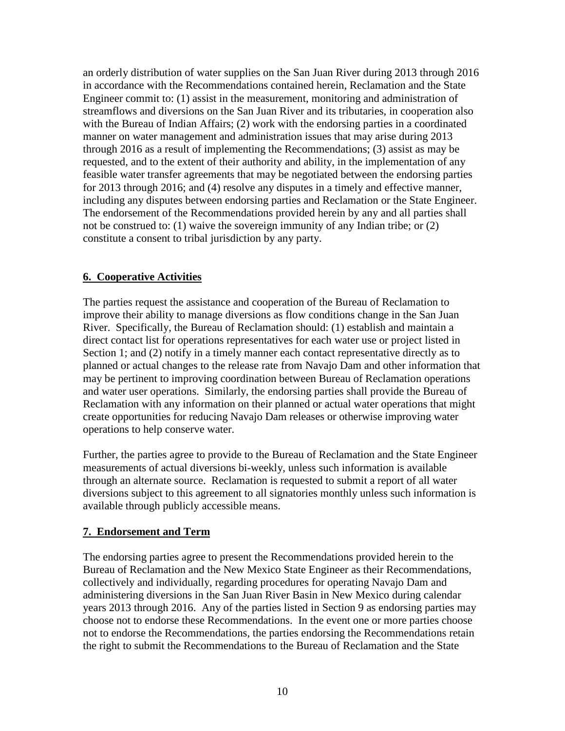an orderly distribution of water supplies on the San Juan River during 2013 through 2016 in accordance with the Recommendations contained herein, Reclamation and the State Engineer commit to: (1) assist in the measurement, monitoring and administration of streamflows and diversions on the San Juan River and its tributaries, in cooperation also with the Bureau of Indian Affairs; (2) work with the endorsing parties in a coordinated manner on water management and administration issues that may arise during 2013 through 2016 as a result of implementing the Recommendations; (3) assist as may be requested, and to the extent of their authority and ability, in the implementation of any feasible water transfer agreements that may be negotiated between the endorsing parties for 2013 through 2016; and (4) resolve any disputes in a timely and effective manner, including any disputes between endorsing parties and Reclamation or the State Engineer. The endorsement of the Recommendations provided herein by any and all parties shall not be construed to: (1) waive the sovereign immunity of any Indian tribe; or (2) constitute a consent to tribal jurisdiction by any party.

## 6. Cooperative Activities

The parties request the assistance and cooperation of the Bureau of Reclamation to improve their ability to manage diversions as flow conditions change in the San Juan River. Specifically, the Bureau of Reclamation should: (1) establish and maintain a direct contact list for operations representatives for each water use or project listed in Section 1; and (2) notify in a timely manner each contact representative directly as to planned or actual changes to the release rate from Navajo Dam and other information that may be pertinent to improving coordination between Bureau of Reclamation operations and water user operations. Similarly, the endorsing parties shall provide the Bureau of Reclamation with any information on their planned or actual water operations that might create opportunities for reducing Navajo Dam releases or otherwise improving water operations to help conserve water.

Further, the parties agree to provide to the Bureau of Reclamation and the State Engineer measurements of actual diversions bi-weekly, unless such information is available through an alternate source. Reclamation is requested to submit a report of all water diversions subject to this agreement to all signatories monthly unless such information is available through publicly accessible means.

## 7. Endorsement and Term

The endorsing parties agree to present the Recommendations provided herein to the Bureau of Reclamation and the New Mexico State Engineer as their Recommendations, collectively and individually, regarding procedures for operating Navajo Dam and administering diversions in the San Juan River Basin in New Mexico during calendar years 2013 through 2016. Any of the parties listed in Section 9 as endorsing parties may choose not to endorse these Recommendations. In the event one or more parties choose not to endorse the Recommendations, the parties endorsing the Recommendations retain the right to submit the Recommendations to the Bureau of Reclamation and the State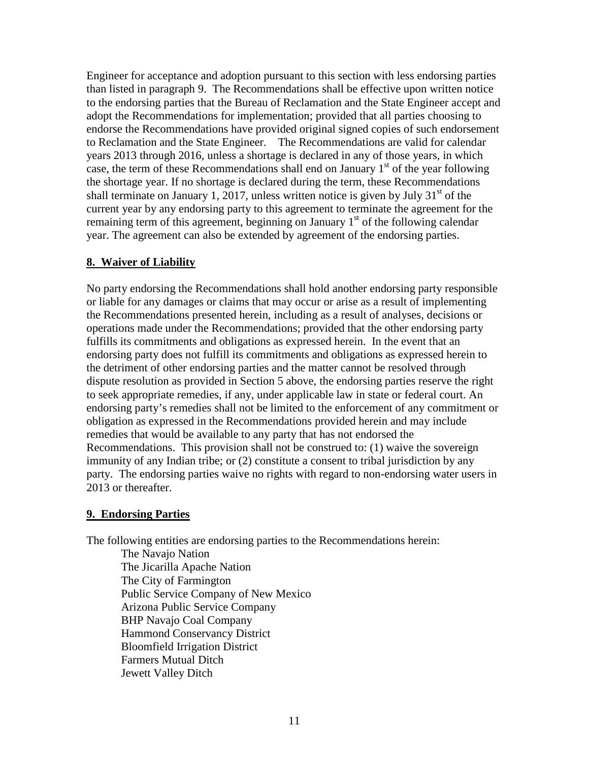Engineer for acceptance and adoption pursuant to this section with less endorsing parties than listed in paragraph 9. The Recommendations shall be effective upon written notice to the endorsing parties that the Bureau of Reclamation and the State Engineer accept and adopt the Recommendations for implementation; provided that all parties choosing to endorse the Recommendations have provided original signed copies of such endorsement to Reclamation and the State Engineer. The Recommendations are valid for calendar years 2013 through 2016, unless a shortage is declared in any of those years, in which case, the term of these Recommendations shall end on January 1st of the year following the shortage year. If no shortage is declared during the term, these Recommendations shall terminate on January 1, 2017, unless written notice is given by July 31st of the current year by any endorsing party to this agreement to terminate the agreement for the remaining term of this agreement, beginning on January 1st of the following calendar year. The agreement can also be extended by agreement of the endorsing parties.

## 8. Waiver of Liability

No party endorsing the Recommendations shall hold another endorsing party responsible or liable for any damages or claims that may occur or arise as a result of implementing the Recommendations presented herein, including as a result of analyses, decisions or operations made under the Recommendations; provided that the other endorsing party fulfills its commitments and obligations as expressed herein. In the event that an endorsing party does not fulfill its commitments and obligations as expressed herein to the detriment of other endorsing parties and the matter cannot be resolved through dispute resolution as provided in Section 5 above, the endorsing parties reserve the right to seek appropriate remedies, if any, under applicable law in state or federal court. An endorsing party's remedies shall not be limited to the enforcement of any commitment or obligation as expressed in the Recommendations provided herein and may include remedies that would be available to any party that has not endorsed the Recommendations. This provision shall not be construed to: (1) waive the sovereign immunity of any Indian tribe; or (2) constitute a consent to tribal jurisdiction by any party. The endorsing parties waive no rights with regard to non-endorsing water users in 2013 or thereafter.

## 9. Endorsing Parties

The following entities are endorsing parties to the Recommendations herein:

The Navajo Nation
The Jicarilla Apache Nation
The City of Farmington
Public Service Company of New Mexico
Arizona Public Service Company
BHP Navajo Coal Company
Hammond Conservancy District
Bloomfield Irrigation District
Farmers Mutual Ditch
Jewett Valley Ditch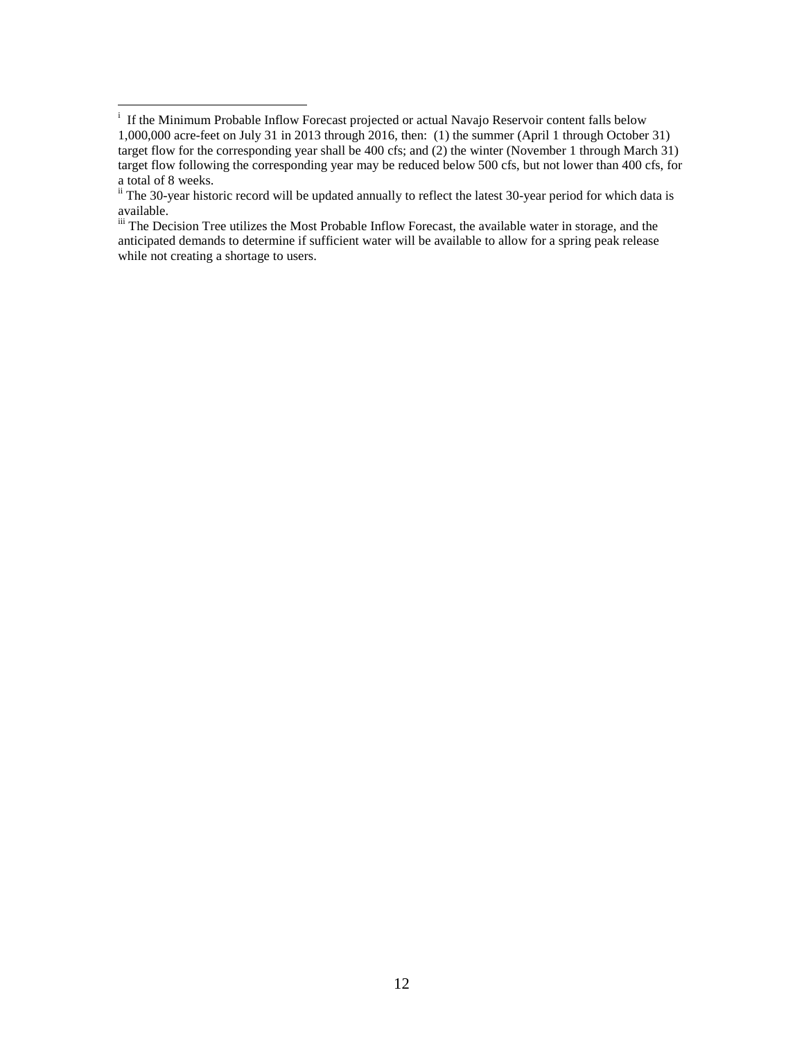[i] If the Minimum Probable Inflow Forecast projected or actual Navajo Reservoir content falls below 1,000,000 acre-feet on July 31 in 2013 through 2016, then: (1) the summer (April 1 through October 31) target flow for the corresponding year shall be 400 cfs; and (2) the winter (November 1 through March 31) target flow following the corresponding year may be reduced below 500 cfs, but not lower than 400 cfs, for a total of 8 weeks.

[ii] The 30-year historic record will be updated annually to reflect the latest 30-year period for which data is available.

[iii] The Decision Tree utilizes the Most Probable Inflow Forecast, the available water in storage, and the anticipated demands to determine if sufficient water will be available to allow for a spring peak release while not creating a shortage to users.